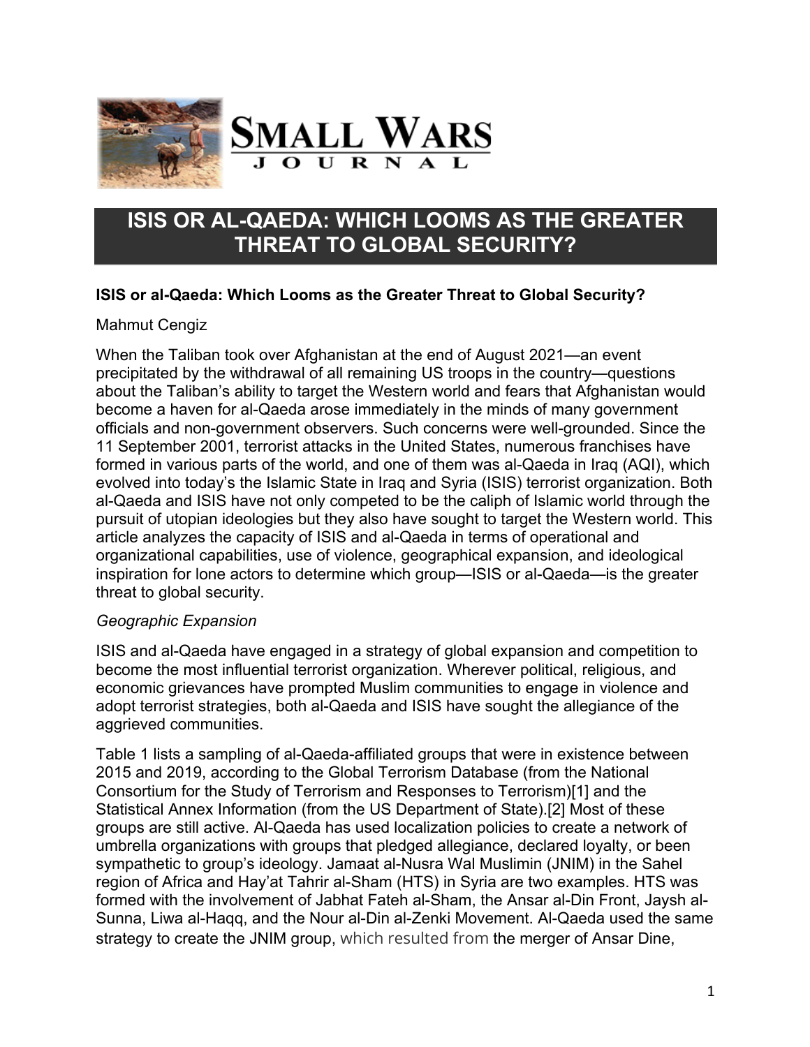# ISIS OR AL-QAEDA: WHICH LOOMS AS THE GREATER THREAT TO GLOBAL SECURITY?

**ISIS or al-Qaeda: Which Looms as the Greater Threat to Global Security?**

Mahmut Cengiz

When the Taliban took over Afghanistan at the end of August 2021—an event precipitated by the withdrawal of all remaining US troops in the country—questions about the Taliban's ability to target the Western world and fears that Afghanistan would become a haven for al-Qaeda arose immediately in the minds of many government officials and non-government observers. Such concerns were well-grounded. Since the 11 September 2001, terrorist attacks in the United States, numerous franchises have formed in various parts of the world, and one of them was al-Qaeda in Iraq (AQI), which evolved into today's the Islamic State in Iraq and Syria (ISIS) terrorist organization. Both al-Qaeda and ISIS have not only competed to be the caliph of Islamic world through the pursuit of utopian ideologies but they also have sought to target the Western world. This article analyzes the capacity of ISIS and al-Qaeda in terms of operational and organizational capabilities, use of violence, geographical expansion, and ideological inspiration for lone actors to determine which group—ISIS or al-Qaeda—is the greater threat to global security.

*Geographic Expansion*

ISIS and al-Qaeda have engaged in a strategy of global expansion and competition to become the most influential terrorist organization. Wherever political, religious, and economic grievances have prompted Muslim communities to engage in violence and adopt terrorist strategies, both al-Qaeda and ISIS have sought the allegiance of the aggrieved communities.

Table 1 lists a sampling of al-Qaeda-affiliated groups that were in existence between 2015 and 2019, according to the Global Terrorism Database (from the National Consortium for the Study of Terrorism and Responses to Terrorism)[1] and the Statistical Annex Information (from the US Department of State).[2] Most of these groups are still active. Al-Qaeda has used localization policies to create a network of umbrella organizations with groups that pledged allegiance, declared loyalty, or been sympathetic to group's ideology. Jamaat al-Nusra Wal Muslimin (JNIM) in the Sahel region of Africa and Hay'at Tahrir al-Sham (HTS) in Syria are two examples. HTS was formed with the involvement of Jabhat Fateh al-Sham, the Ansar al-Din Front, Jaysh al-Sunna, Liwa al-Haqq, and the Nour al-Din al-Zenki Movement. Al-Qaeda used the same strategy to create the JNIM group, which resulted from the merger of Ansar Dine,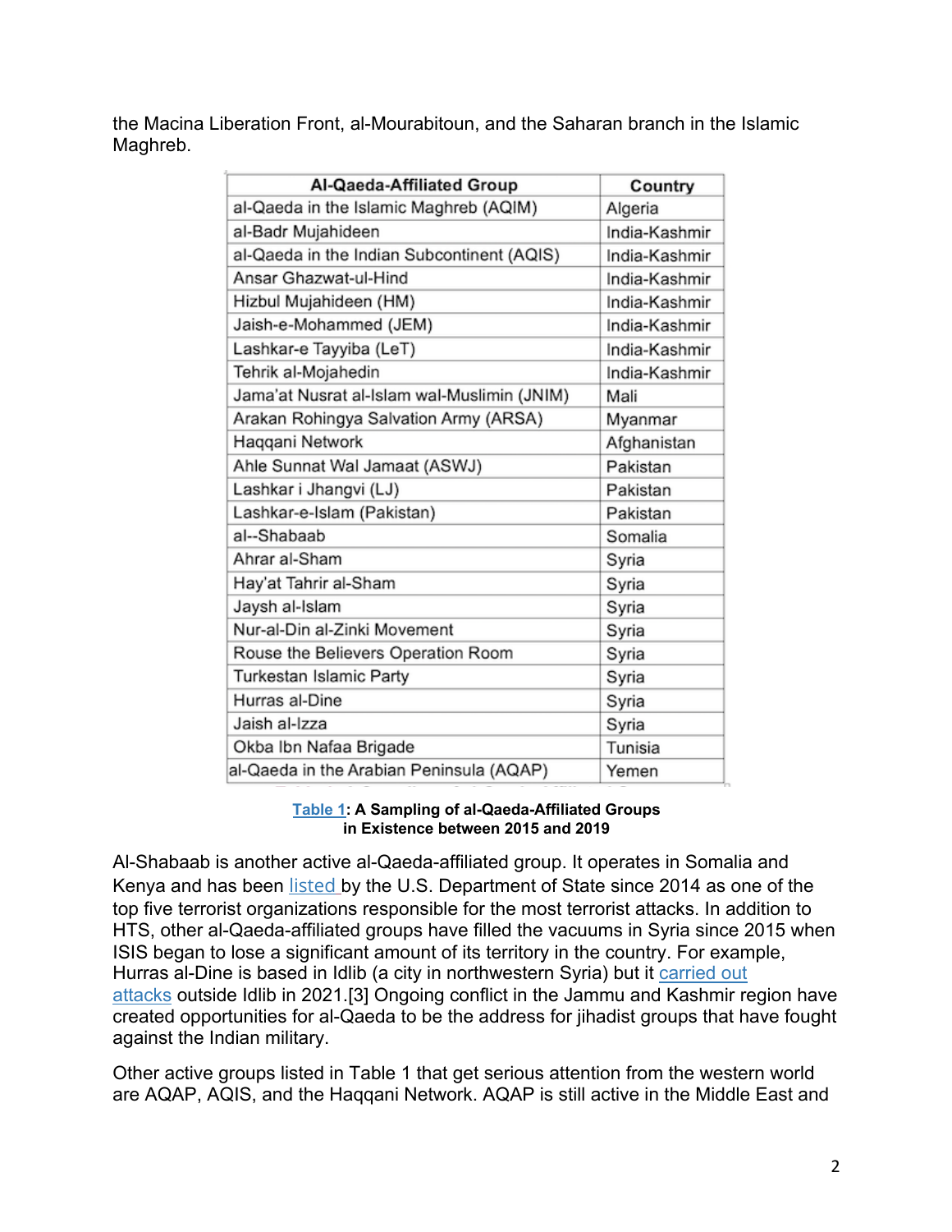the Macina Liberation Front, al-Mourabitoun, and the Saharan branch in the Islamic Maghreb.

| Al-Qaeda-Affiliated Group | Country |
|---|---|
| al-Qaeda in the Islamic Maghreb (AQIM) | Algeria |
| al-Badr Mujahideen | India-Kashmir |
| al-Qaeda in the Indian Subcontinent (AQIS) | India-Kashmir |
| Ansar Ghazwat-ul-Hind | India-Kashmir |
| Hizbul Mujahideen (HM) | India-Kashmir |
| Jaish-e-Mohammed (JEM) | India-Kashmir |
| Lashkar-e Tayyiba (LeT) | India-Kashmir |
| Tehrik al-Mojahedin | India-Kashmir |
| Jama'at Nusrat al-Islam wal-Muslimin (JNIM) | Mali |
| Arakan Rohingya Salvation Army (ARSA) | Myanmar |
| Haqqani Network | Afghanistan |
| Ahle Sunnat Wal Jamaat (ASWJ) | Pakistan |
| Lashkar i Jhangvi (LJ) | Pakistan |
| Lashkar-e-Islam (Pakistan) | Pakistan |
| al--Shabaab | Somalia |
| Ahrar al-Sham | Syria |
| Hay'at Tahrir al-Sham | Syria |
| Jaysh al-Islam | Syria |
| Nur-al-Din al-Zinki Movement | Syria |
| Rouse the Believers Operation Room | Syria |
| Turkestan Islamic Party | Syria |
| Hurras al-Dine | Syria |
| Jaish al-Izza | Syria |
| Okba Ibn Nafaa Brigade | Tunisia |
| al-Qaeda in the Arabian Peninsula (AQAP) | Yemen |

**Table 1: A Sampling of al-Qaeda-Affiliated Groups in Existence between 2015 and 2019**

Al-Shabaab is another active al-Qaeda-affiliated group. It operates in Somalia and Kenya and has been listed by the U.S. Department of State since 2014 as one of the top five terrorist organizations responsible for the most terrorist attacks. In addition to HTS, other al-Qaeda-affiliated groups have filled the vacuums in Syria since 2015 when ISIS began to lose a significant amount of its territory in the country. For example, Hurras al-Dine is based in Idlib (a city in northwestern Syria) but it carried out attacks outside Idlib in 2021.[3] Ongoing conflict in the Jammu and Kashmir region have created opportunities for al-Qaeda to be the address for jihadist groups that have fought against the Indian military.

Other active groups listed in Table 1 that get serious attention from the western world are AQAP, AQIS, and the Haqqani Network. AQAP is still active in the Middle East and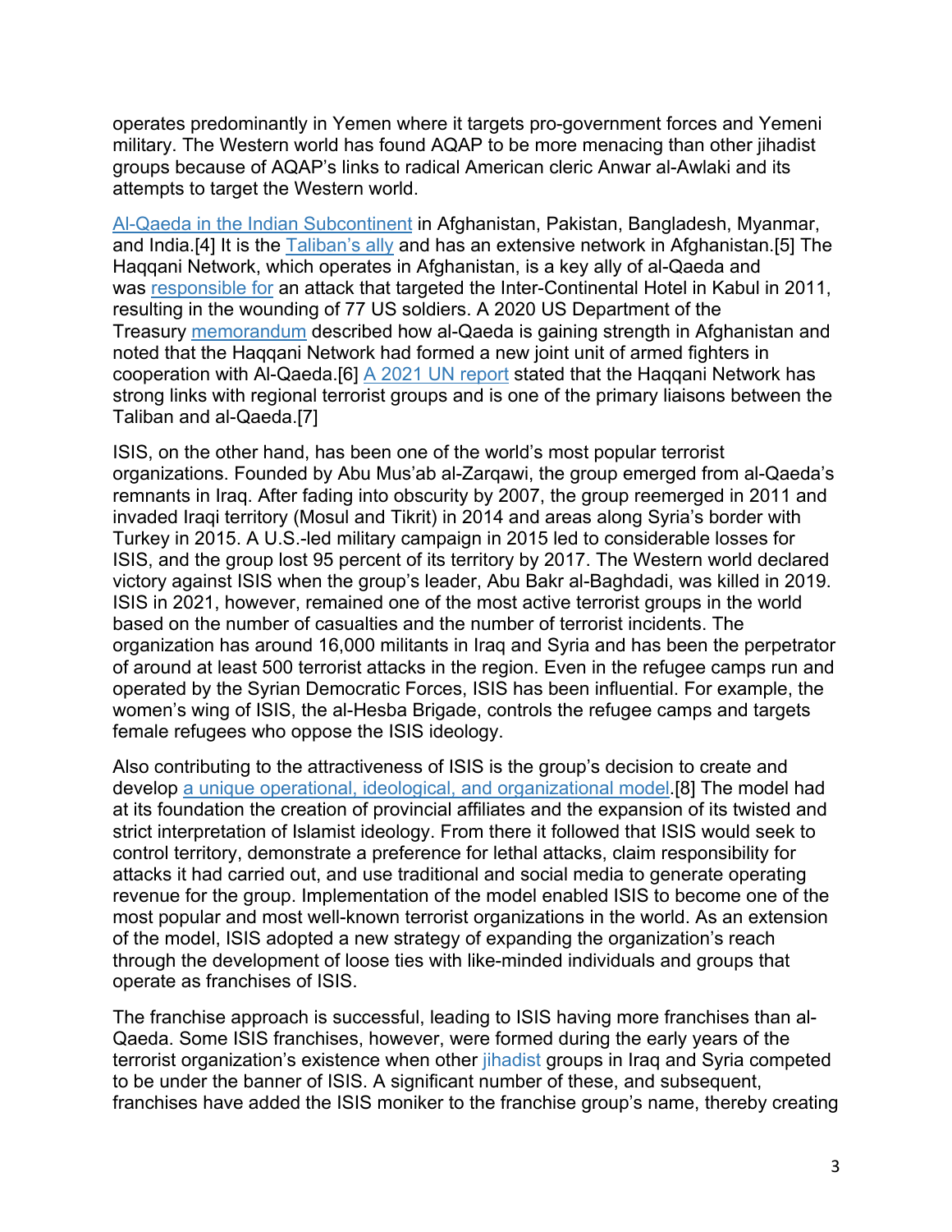operates predominantly in Yemen where it targets pro-government forces and Yemeni military. The Western world has found AQAP to be more menacing than other jihadist groups because of AQAP's links to radical American cleric Anwar al-Awlaki and its attempts to target the Western world.

Al-Qaeda in the Indian Subcontinent in Afghanistan, Pakistan, Bangladesh, Myanmar, and India.[4] It is the Taliban's ally and has an extensive network in Afghanistan.[5] The Haqqani Network, which operates in Afghanistan, is a key ally of al-Qaeda and was responsible for an attack that targeted the Inter-Continental Hotel in Kabul in 2011, resulting in the wounding of 77 US soldiers. A 2020 US Department of the Treasury memorandum described how al-Qaeda is gaining strength in Afghanistan and noted that the Haqqani Network had formed a new joint unit of armed fighters in cooperation with Al-Qaeda.[6] A 2021 UN report stated that the Haqqani Network has strong links with regional terrorist groups and is one of the primary liaisons between the Taliban and al-Qaeda.[7]

ISIS, on the other hand, has been one of the world's most popular terrorist organizations. Founded by Abu Mus'ab al-Zarqawi, the group emerged from al-Qaeda's remnants in Iraq. After fading into obscurity by 2007, the group reemerged in 2011 and invaded Iraqi territory (Mosul and Tikrit) in 2014 and areas along Syria's border with Turkey in 2015. A U.S.-led military campaign in 2015 led to considerable losses for ISIS, and the group lost 95 percent of its territory by 2017. The Western world declared victory against ISIS when the group's leader, Abu Bakr al-Baghdadi, was killed in 2019. ISIS in 2021, however, remained one of the most active terrorist groups in the world based on the number of casualties and the number of terrorist incidents. The organization has around 16,000 militants in Iraq and Syria and has been the perpetrator of around at least 500 terrorist attacks in the region. Even in the refugee camps run and operated by the Syrian Democratic Forces, ISIS has been influential. For example, the women's wing of ISIS, the al-Hesba Brigade, controls the refugee camps and targets female refugees who oppose the ISIS ideology.

Also contributing to the attractiveness of ISIS is the group's decision to create and develop a unique operational, ideological, and organizational model.[8] The model had at its foundation the creation of provincial affiliates and the expansion of its twisted and strict interpretation of Islamist ideology. From there it followed that ISIS would seek to control territory, demonstrate a preference for lethal attacks, claim responsibility for attacks it had carried out, and use traditional and social media to generate operating revenue for the group. Implementation of the model enabled ISIS to become one of the most popular and most well-known terrorist organizations in the world. As an extension of the model, ISIS adopted a new strategy of expanding the organization's reach through the development of loose ties with like-minded individuals and groups that operate as franchises of ISIS.

The franchise approach is successful, leading to ISIS having more franchises than al-Qaeda. Some ISIS franchises, however, were formed during the early years of the terrorist organization's existence when other jihadist groups in Iraq and Syria competed to be under the banner of ISIS. A significant number of these, and subsequent, franchises have added the ISIS moniker to the franchise group's name, thereby creating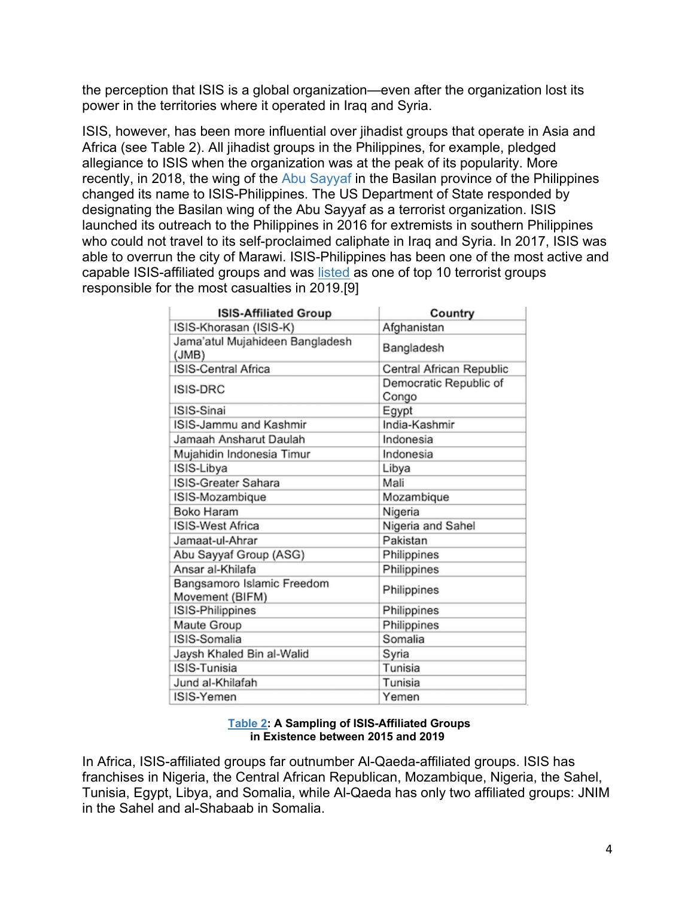the perception that ISIS is a global organization—even after the organization lost its power in the territories where it operated in Iraq and Syria.

ISIS, however, has been more influential over jihadist groups that operate in Asia and Africa (see Table 2). All jihadist groups in the Philippines, for example, pledged allegiance to ISIS when the organization was at the peak of its popularity. More recently, in 2018, the wing of the Abu Sayyaf in the Basilan province of the Philippines changed its name to ISIS-Philippines. The US Department of State responded by designating the Basilan wing of the Abu Sayyaf as a terrorist organization. ISIS launched its outreach to the Philippines in 2016 for extremists in southern Philippines who could not travel to its self-proclaimed caliphate in Iraq and Syria. In 2017, ISIS was able to overrun the city of Marawi. ISIS-Philippines has been one of the most active and capable ISIS-affiliated groups and was listed as one of top 10 terrorist groups responsible for the most casualties in 2019.[9]

| ISIS-Affiliated Group | Country |
|---|---|
| ISIS-Khorasan (ISIS-K) | Afghanistan |
| Jama'atul Mujahideen Bangladesh (JMB) | Bangladesh |
| ISIS-Central Africa | Central African Republic |
| ISIS-DRC | Democratic Republic of Congo |
| ISIS-Sinai | Egypt |
| ISIS-Jammu and Kashmir | India-Kashmir |
| Jamaah Ansharut Daulah | Indonesia |
| Mujahidin Indonesia Timur | Indonesia |
| ISIS-Libya | Libya |
| ISIS-Greater Sahara | Mali |
| ISIS-Mozambique | Mozambique |
| Boko Haram | Nigeria |
| ISIS-West Africa | Nigeria and Sahel |
| Jamaat-ul-Ahrar | Pakistan |
| Abu Sayyaf Group (ASG) | Philippines |
| Ansar al-Khilafa | Philippines |
| Bangsamoro Islamic Freedom Movement (BIFM) | Philippines |
| ISIS-Philippines | Philippines |
| Maute Group | Philippines |
| ISIS-Somalia | Somalia |
| Jaysh Khaled Bin al-Walid | Syria |
| ISIS-Tunisia | Tunisia |
| Jund al-Khilafah | Tunisia |
| ISIS-Yemen | Yemen |

**Table 2: A Sampling of ISIS-Affiliated Groups in Existence between 2015 and 2019**

In Africa, ISIS-affiliated groups far outnumber Al-Qaeda-affiliated groups. ISIS has franchises in Nigeria, the Central African Republican, Mozambique, Nigeria, the Sahel, Tunisia, Egypt, Libya, and Somalia, while Al-Qaeda has only two affiliated groups: JNIM in the Sahel and al-Shabaab in Somalia.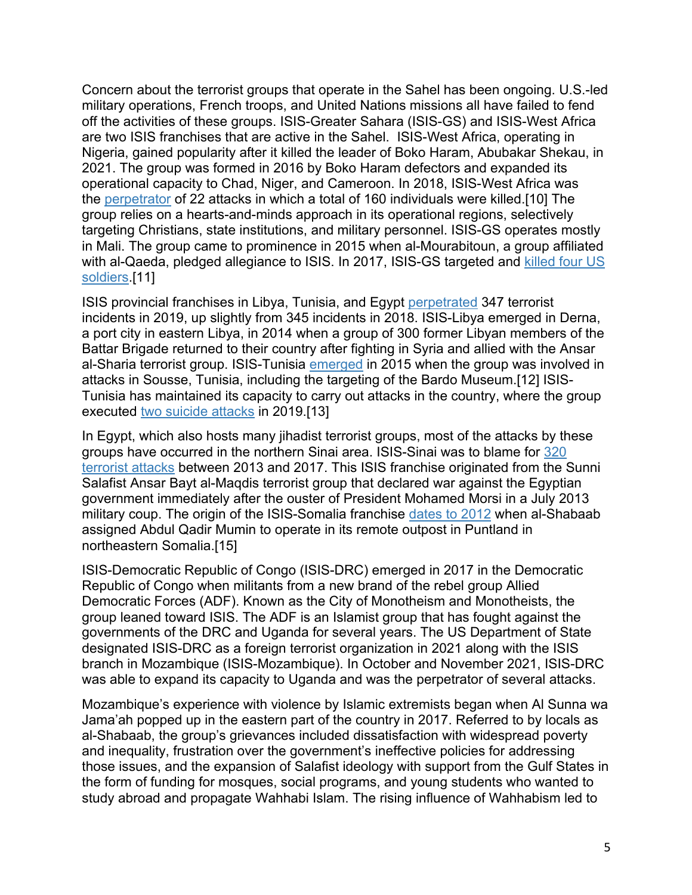Concern about the terrorist groups that operate in the Sahel has been ongoing. U.S.-led military operations, French troops, and United Nations missions all have failed to fend off the activities of these groups. ISIS-Greater Sahara (ISIS-GS) and ISIS-West Africa are two ISIS franchises that are active in the Sahel. ISIS-West Africa, operating in Nigeria, gained popularity after it killed the leader of Boko Haram, Abubakar Shekau, in 2021. The group was formed in 2016 by Boko Haram defectors and expanded its operational capacity to Chad, Niger, and Cameroon. In 2018, ISIS-West Africa was the perpetrator of 22 attacks in which a total of 160 individuals were killed.[10] The group relies on a hearts-and-minds approach in its operational regions, selectively targeting Christians, state institutions, and military personnel. ISIS-GS operates mostly in Mali. The group came to prominence in 2015 when al-Mourabitoun, a group affiliated with al-Qaeda, pledged allegiance to ISIS. In 2017, ISIS-GS targeted and killed four US soldiers.[11]

ISIS provincial franchises in Libya, Tunisia, and Egypt perpetrated 347 terrorist incidents in 2019, up slightly from 345 incidents in 2018. ISIS-Libya emerged in Derna, a port city in eastern Libya, in 2014 when a group of 300 former Libyan members of the Battar Brigade returned to their country after fighting in Syria and allied with the Ansar al-Sharia terrorist group. ISIS-Tunisia emerged in 2015 when the group was involved in attacks in Sousse, Tunisia, including the targeting of the Bardo Museum.[12] ISIS-Tunisia has maintained its capacity to carry out attacks in the country, where the group executed two suicide attacks in 2019.[13]

In Egypt, which also hosts many jihadist terrorist groups, most of the attacks by these groups have occurred in the northern Sinai area. ISIS-Sinai was to blame for 320 terrorist attacks between 2013 and 2017. This ISIS franchise originated from the Sunni Salafist Ansar Bayt al-Maqdis terrorist group that declared war against the Egyptian government immediately after the ouster of President Mohamed Morsi in a July 2013 military coup. The origin of the ISIS-Somalia franchise dates to 2012 when al-Shabaab assigned Abdul Qadir Mumin to operate in its remote outpost in Puntland in northeastern Somalia.[15]

ISIS-Democratic Republic of Congo (ISIS-DRC) emerged in 2017 in the Democratic Republic of Congo when militants from a new brand of the rebel group Allied Democratic Forces (ADF). Known as the City of Monotheism and Monotheists, the group leaned toward ISIS. The ADF is an Islamist group that has fought against the governments of the DRC and Uganda for several years. The US Department of State designated ISIS-DRC as a foreign terrorist organization in 2021 along with the ISIS branch in Mozambique (ISIS-Mozambique). In October and November 2021, ISIS-DRC was able to expand its capacity to Uganda and was the perpetrator of several attacks.

Mozambique's experience with violence by Islamic extremists began when Al Sunna wa Jama'ah popped up in the eastern part of the country in 2017. Referred to by locals as al-Shabaab, the group's grievances included dissatisfaction with widespread poverty and inequality, frustration over the government's ineffective policies for addressing those issues, and the expansion of Salafist ideology with support from the Gulf States in the form of funding for mosques, social programs, and young students who wanted to study abroad and propagate Wahhabi Islam. The rising influence of Wahhabism led to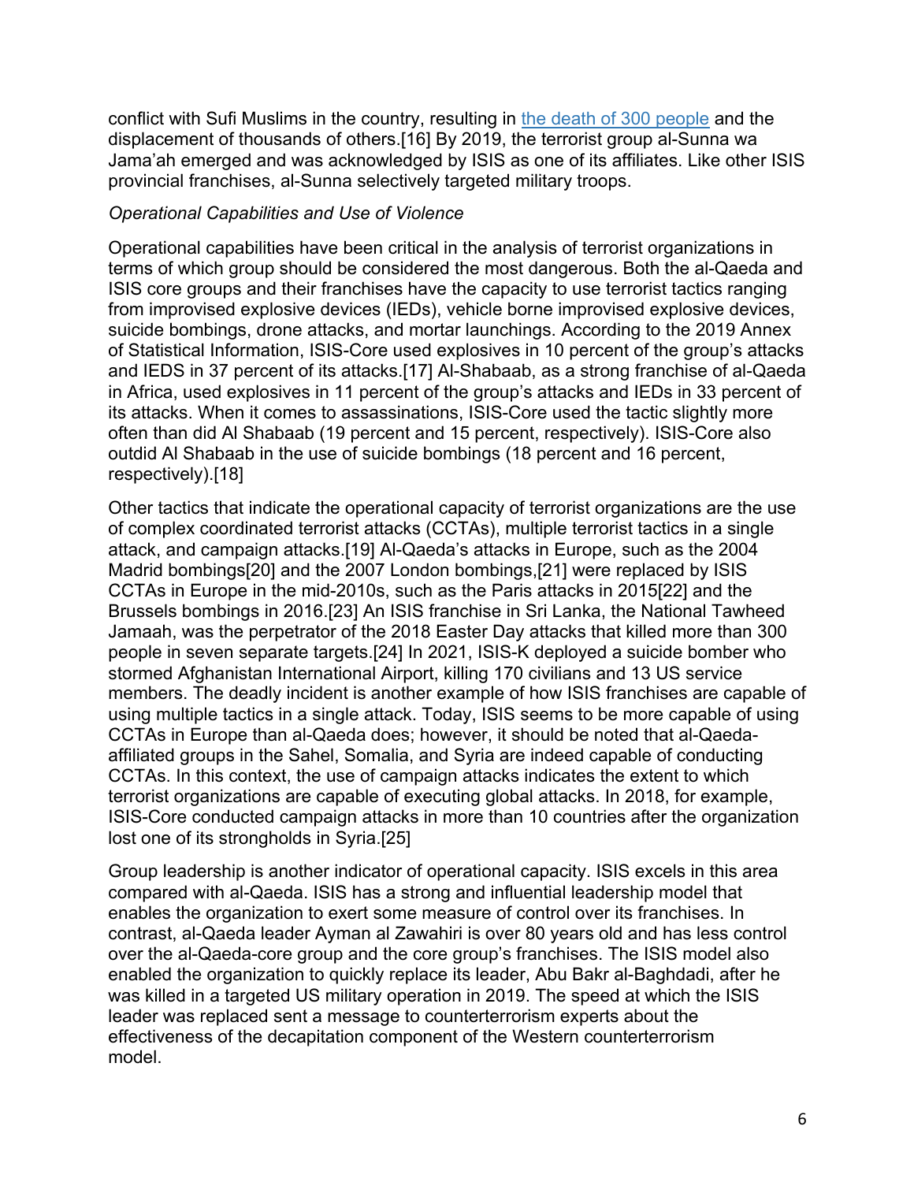conflict with Sufi Muslims in the country, resulting in [the death of 300 people] and the displacement of thousands of others.[16] By 2019, the terrorist group al-Sunna wa Jama'ah emerged and was acknowledged by ISIS as one of its affiliates. Like other ISIS provincial franchises, al-Sunna selectively targeted military troops.

*Operational Capabilities and Use of Violence*

Operational capabilities have been critical in the analysis of terrorist organizations in terms of which group should be considered the most dangerous. Both the al-Qaeda and ISIS core groups and their franchises have the capacity to use terrorist tactics ranging from improvised explosive devices (IEDs), vehicle borne improvised explosive devices, suicide bombings, drone attacks, and mortar launchings. According to the 2019 Annex of Statistical Information, ISIS-Core used explosives in 10 percent of the group's attacks and IEDS in 37 percent of its attacks.[17] Al-Shabaab, as a strong franchise of al-Qaeda in Africa, used explosives in 11 percent of the group's attacks and IEDs in 33 percent of its attacks. When it comes to assassinations, ISIS-Core used the tactic slightly more often than did Al Shabaab (19 percent and 15 percent, respectively). ISIS-Core also outdid Al Shabaab in the use of suicide bombings (18 percent and 16 percent, respectively).[18]

Other tactics that indicate the operational capacity of terrorist organizations are the use of complex coordinated terrorist attacks (CCTAs), multiple terrorist tactics in a single attack, and campaign attacks.[19] Al-Qaeda's attacks in Europe, such as the 2004 Madrid bombings[20] and the 2007 London bombings,[21] were replaced by ISIS CCTAs in Europe in the mid-2010s, such as the Paris attacks in 2015[22] and the Brussels bombings in 2016.[23] An ISIS franchise in Sri Lanka, the National Tawheed Jamaah, was the perpetrator of the 2018 Easter Day attacks that killed more than 300 people in seven separate targets.[24] In 2021, ISIS-K deployed a suicide bomber who stormed Afghanistan International Airport, killing 170 civilians and 13 US service members. The deadly incident is another example of how ISIS franchises are capable of using multiple tactics in a single attack. Today, ISIS seems to be more capable of using CCTAs in Europe than al-Qaeda does; however, it should be noted that al-Qaeda-affiliated groups in the Sahel, Somalia, and Syria are indeed capable of conducting CCTAs. In this context, the use of campaign attacks indicates the extent to which terrorist organizations are capable of executing global attacks. In 2018, for example, ISIS-Core conducted campaign attacks in more than 10 countries after the organization lost one of its strongholds in Syria.[25]

Group leadership is another indicator of operational capacity. ISIS excels in this area compared with al-Qaeda. ISIS has a strong and influential leadership model that enables the organization to exert some measure of control over its franchises. In contrast, al-Qaeda leader Ayman al Zawahiri is over 80 years old and has less control over the al-Qaeda-core group and the core group's franchises. The ISIS model also enabled the organization to quickly replace its leader, Abu Bakr al-Baghdadi, after he was killed in a targeted US military operation in 2019. The speed at which the ISIS leader was replaced sent a message to counterterrorism experts about the effectiveness of the decapitation component of the Western counterterrorism model.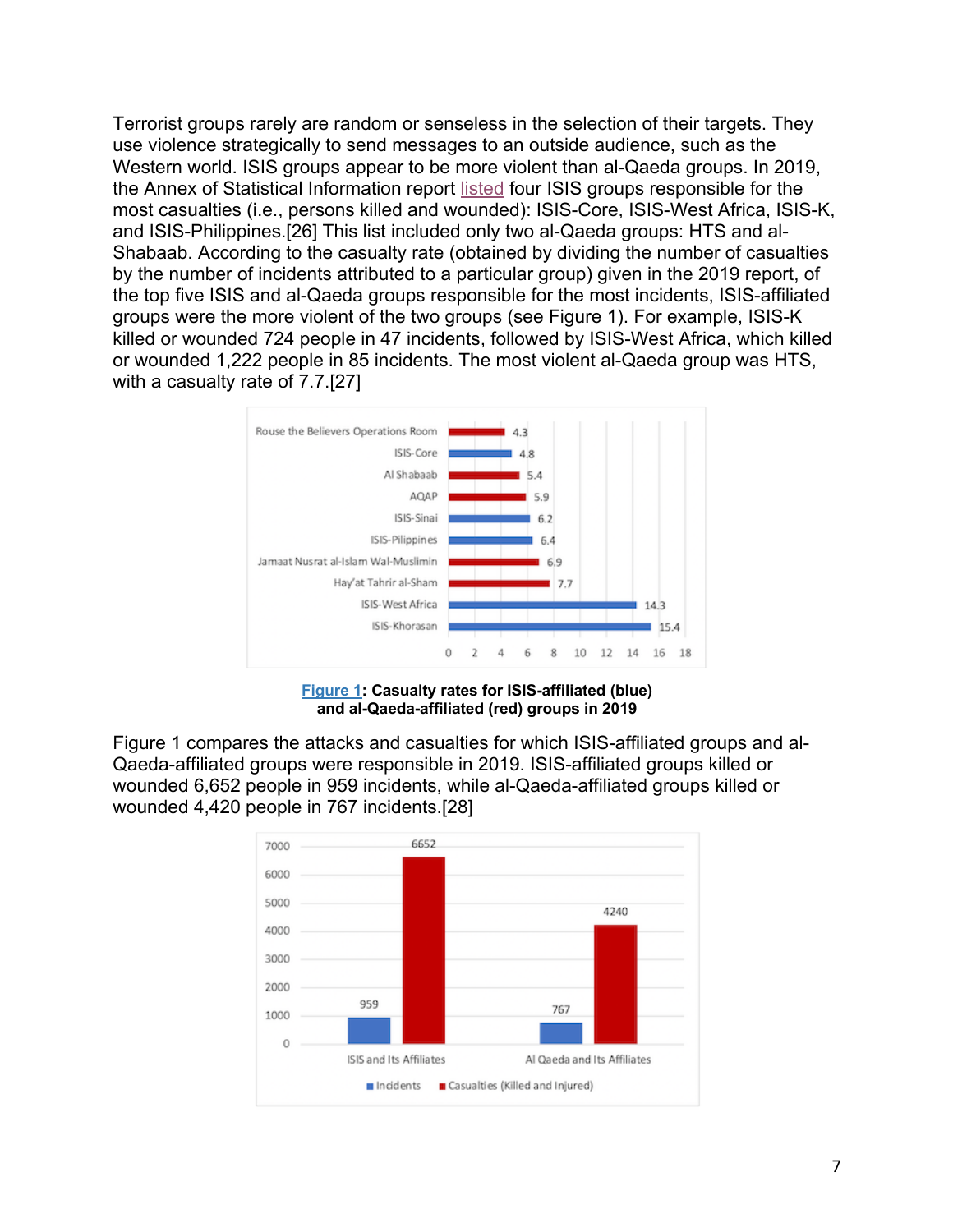Terrorist groups rarely are random or senseless in the selection of their targets. They use violence strategically to send messages to an outside audience, such as the Western world. ISIS groups appear to be more violent than al-Qaeda groups. In 2019, the Annex of Statistical Information report listed four ISIS groups responsible for the most casualties (i.e., persons killed and wounded): ISIS-Core, ISIS-West Africa, ISIS-K, and ISIS-Philippines.[26] This list included only two al-Qaeda groups: HTS and al-Shabaab. According to the casualty rate (obtained by dividing the number of casualties by the number of incidents attributed to a particular group) given in the 2019 report, of the top five ISIS and al-Qaeda groups responsible for the most incidents, ISIS-affiliated groups were the more violent of the two groups (see Figure 1). For example, ISIS-K killed or wounded 724 people in 47 incidents, followed by ISIS-West Africa, which killed or wounded 1,222 people in 85 incidents. The most violent al-Qaeda group was HTS, with a casualty rate of 7.7.[27]

| Group | Casualty rate |
|---|---|
| Rouse the Believers Operations Room | 4.3 |
| ISIS-Core | 4.8 |
| Al Shabaab | 5.4 |
| AQAP | 5.9 |
| ISIS-Sinai | 6.2 |
| ISIS-Pilippines | 6.4 |
| Jamaat Nusrat al-Islam Wal-Muslimin | 6.9 |
| Hay'at Tahrir al-Sham | 7.7 |
| ISIS-West Africa | 14.3 |
| ISIS-Khorasan | 15.4 |

**Figure 1: Casualty rates for ISIS-affiliated (blue) and al-Qaeda-affiliated (red) groups in 2019**

Figure 1 compares the attacks and casualties for which ISIS-affiliated groups and al-Qaeda-affiliated groups were responsible in 2019. ISIS-affiliated groups killed or wounded 6,652 people in 959 incidents, while al-Qaeda-affiliated groups killed or wounded 4,420 people in 767 incidents.[28]

| | Incidents | Casualties (Killed and Injured) |
|---|---|---|
| ISIS and Its Affiliates | 959 | 6652 |
| Al Qaeda and Its Affiliates | 767 | 4240 |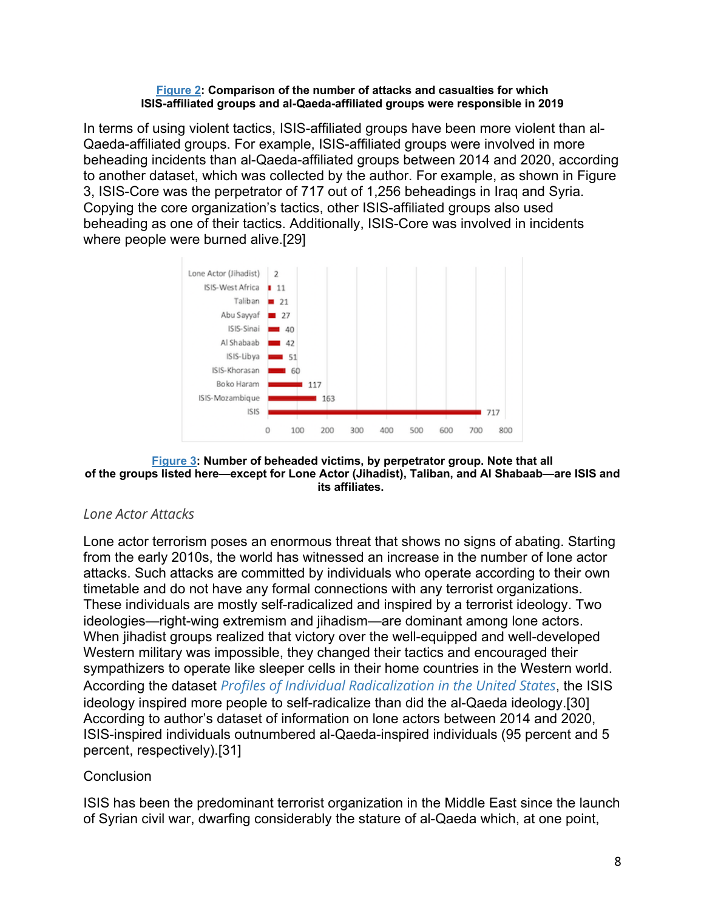**Figure 2: Comparison of the number of attacks and casualties for which ISIS-affiliated groups and al-Qaeda-affiliated groups were responsible in 2019**

In terms of using violent tactics, ISIS-affiliated groups have been more violent than al-Qaeda-affiliated groups. For example, ISIS-affiliated groups were involved in more beheading incidents than al-Qaeda-affiliated groups between 2014 and 2020, according to another dataset, which was collected by the author. For example, as shown in Figure 3, ISIS-Core was the perpetrator of 717 out of 1,256 beheadings in Iraq and Syria. Copying the core organization's tactics, other ISIS-affiliated groups also used beheading as one of their tactics. Additionally, ISIS-Core was involved in incidents where people were burned alive.[29]

| Group | Beheaded victims |
|---|---|
| Lone Actor (Jihadist) | 2 |
| ISIS-West Africa | 11 |
| Taliban | 21 |
| Abu Sayyaf | 27 |
| ISIS-Sinai | 40 |
| Al Shabaab | 42 |
| ISIS-Libya | 51 |
| ISIS-Khorasan | 60 |
| Boko Haram | 117 |
| ISIS-Mozambique | 163 |
| ISIS | 717 |

**Figure 3: Number of beheaded victims, by perpetrator group. Note that all of the groups listed here—except for Lone Actor (Jihadist), Taliban, and Al Shabaab—are ISIS and its affiliates.**

### *Lone Actor Attacks*

Lone actor terrorism poses an enormous threat that shows no signs of abating. Starting from the early 2010s, the world has witnessed an increase in the number of lone actor attacks. Such attacks are committed by individuals who operate according to their own timetable and do not have any formal connections with any terrorist organizations. These individuals are mostly self-radicalized and inspired by a terrorist ideology. Two ideologies—right-wing extremism and jihadism—are dominant among lone actors. When jihadist groups realized that victory over the well-equipped and well-developed Western military was impossible, they changed their tactics and encouraged their sympathizers to operate like sleeper cells in their home countries in the Western world. According the dataset *Profiles of Individual Radicalization in the United States*, the ISIS ideology inspired more people to self-radicalize than did the al-Qaeda ideology.[30] According to author's dataset of information on lone actors between 2014 and 2020, ISIS-inspired individuals outnumbered al-Qaeda-inspired individuals (95 percent and 5 percent, respectively).[31]

### Conclusion

ISIS has been the predominant terrorist organization in the Middle East since the launch of Syrian civil war, dwarfing considerably the stature of al-Qaeda which, at one point,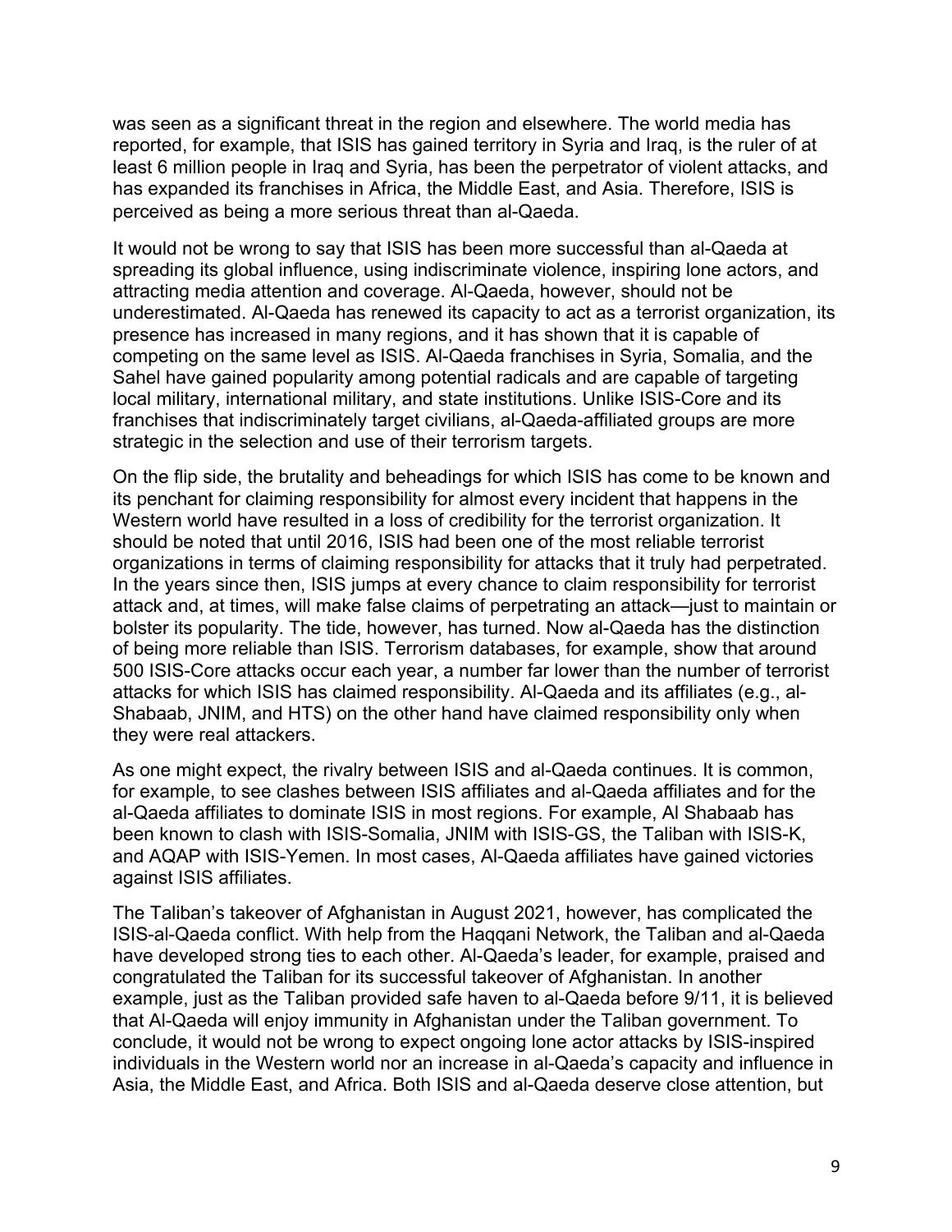was seen as a significant threat in the region and elsewhere. The world media has reported, for example, that ISIS has gained territory in Syria and Iraq, is the ruler of at least 6 million people in Iraq and Syria, has been the perpetrator of violent attacks, and has expanded its franchises in Africa, the Middle East, and Asia. Therefore, ISIS is perceived as being a more serious threat than al-Qaeda.

It would not be wrong to say that ISIS has been more successful than al-Qaeda at spreading its global influence, using indiscriminate violence, inspiring lone actors, and attracting media attention and coverage. Al-Qaeda, however, should not be underestimated. Al-Qaeda has renewed its capacity to act as a terrorist organization, its presence has increased in many regions, and it has shown that it is capable of competing on the same level as ISIS. Al-Qaeda franchises in Syria, Somalia, and the Sahel have gained popularity among potential radicals and are capable of targeting local military, international military, and state institutions. Unlike ISIS-Core and its franchises that indiscriminately target civilians, al-Qaeda-affiliated groups are more strategic in the selection and use of their terrorism targets.

On the flip side, the brutality and beheadings for which ISIS has come to be known and its penchant for claiming responsibility for almost every incident that happens in the Western world have resulted in a loss of credibility for the terrorist organization. It should be noted that until 2016, ISIS had been one of the most reliable terrorist organizations in terms of claiming responsibility for attacks that it truly had perpetrated. In the years since then, ISIS jumps at every chance to claim responsibility for terrorist attack and, at times, will make false claims of perpetrating an attack—just to maintain or bolster its popularity. The tide, however, has turned. Now al-Qaeda has the distinction of being more reliable than ISIS. Terrorism databases, for example, show that around 500 ISIS-Core attacks occur each year, a number far lower than the number of terrorist attacks for which ISIS has claimed responsibility. Al-Qaeda and its affiliates (e.g., al-Shabaab, JNIM, and HTS) on the other hand have claimed responsibility only when they were real attackers.

As one might expect, the rivalry between ISIS and al-Qaeda continues. It is common, for example, to see clashes between ISIS affiliates and al-Qaeda affiliates and for the al-Qaeda affiliates to dominate ISIS in most regions. For example, Al Shabaab has been known to clash with ISIS-Somalia, JNIM with ISIS-GS, the Taliban with ISIS-K, and AQAP with ISIS-Yemen. In most cases, Al-Qaeda affiliates have gained victories against ISIS affiliates.

The Taliban's takeover of Afghanistan in August 2021, however, has complicated the ISIS-al-Qaeda conflict. With help from the Haqqani Network, the Taliban and al-Qaeda have developed strong ties to each other. Al-Qaeda's leader, for example, praised and congratulated the Taliban for its successful takeover of Afghanistan. In another example, just as the Taliban provided safe haven to al-Qaeda before 9/11, it is believed that Al-Qaeda will enjoy immunity in Afghanistan under the Taliban government. To conclude, it would not be wrong to expect ongoing lone actor attacks by ISIS-inspired individuals in the Western world nor an increase in al-Qaeda's capacity and influence in Asia, the Middle East, and Africa. Both ISIS and al-Qaeda deserve close attention, but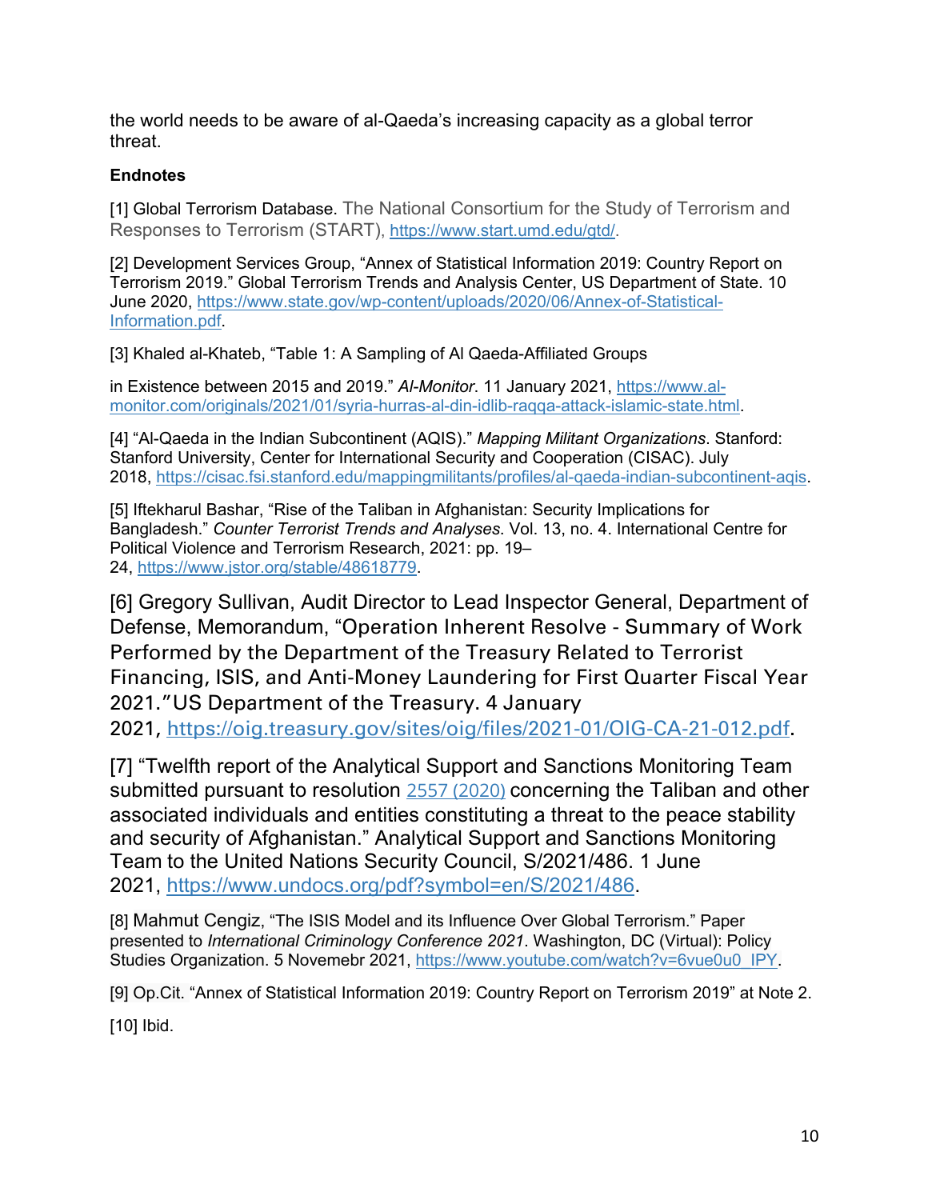the world needs to be aware of al-Qaeda's increasing capacity as a global terror threat.

**Endnotes**

[1] Global Terrorism Database. The National Consortium for the Study of Terrorism and Responses to Terrorism (START), https://www.start.umd.edu/gtd/.

[2] Development Services Group, "Annex of Statistical Information 2019: Country Report on Terrorism 2019." Global Terrorism Trends and Analysis Center, US Department of State. 10 June 2020, https://www.state.gov/wp-content/uploads/2020/06/Annex-of-Statistical-Information.pdf.

[3] Khaled al-Khateb, "Table 1: A Sampling of Al Qaeda-Affiliated Groups

in Existence between 2015 and 2019." *Al-Monitor*. 11 January 2021, https://www.al-monitor.com/originals/2021/01/syria-hurras-al-din-idlib-raqqa-attack-islamic-state.html.

[4] "Al-Qaeda in the Indian Subcontinent (AQIS)." *Mapping Militant Organizations*. Stanford: Stanford University, Center for International Security and Cooperation (CISAC). July 2018, https://cisac.fsi.stanford.edu/mappingmilitants/profiles/al-qaeda-indian-subcontinent-aqis.

[5] Iftekharul Bashar, "Rise of the Taliban in Afghanistan: Security Implications for Bangladesh." *Counter Terrorist Trends and Analyses*. Vol. 13, no. 4. International Centre for Political Violence and Terrorism Research, 2021: pp. 19–24, https://www.jstor.org/stable/48618779.

[6] Gregory Sullivan, Audit Director to Lead Inspector General, Department of Defense, Memorandum, "Operation Inherent Resolve - Summary of Work Performed by the Department of the Treasury Related to Terrorist Financing, ISIS, and Anti-Money Laundering for First Quarter Fiscal Year 2021."US Department of the Treasury. 4 January 2021, https://oig.treasury.gov/sites/oig/files/2021-01/OIG-CA-21-012.pdf.

[7] "Twelfth report of the Analytical Support and Sanctions Monitoring Team submitted pursuant to resolution 2557 (2020) concerning the Taliban and other associated individuals and entities constituting a threat to the peace stability and security of Afghanistan." Analytical Support and Sanctions Monitoring Team to the United Nations Security Council, S/2021/486. 1 June 2021, https://www.undocs.org/pdf?symbol=en/S/2021/486.

[8] Mahmut Cengiz, "The ISIS Model and its Influence Over Global Terrorism." Paper presented to *International Criminology Conference 2021*. Washington, DC (Virtual): Policy Studies Organization. 5 Novemebr 2021, https://www.youtube.com/watch?v=6vue0u0_IPY.

[9] Op.Cit. "Annex of Statistical Information 2019: Country Report on Terrorism 2019" at Note 2.

[10] Ibid.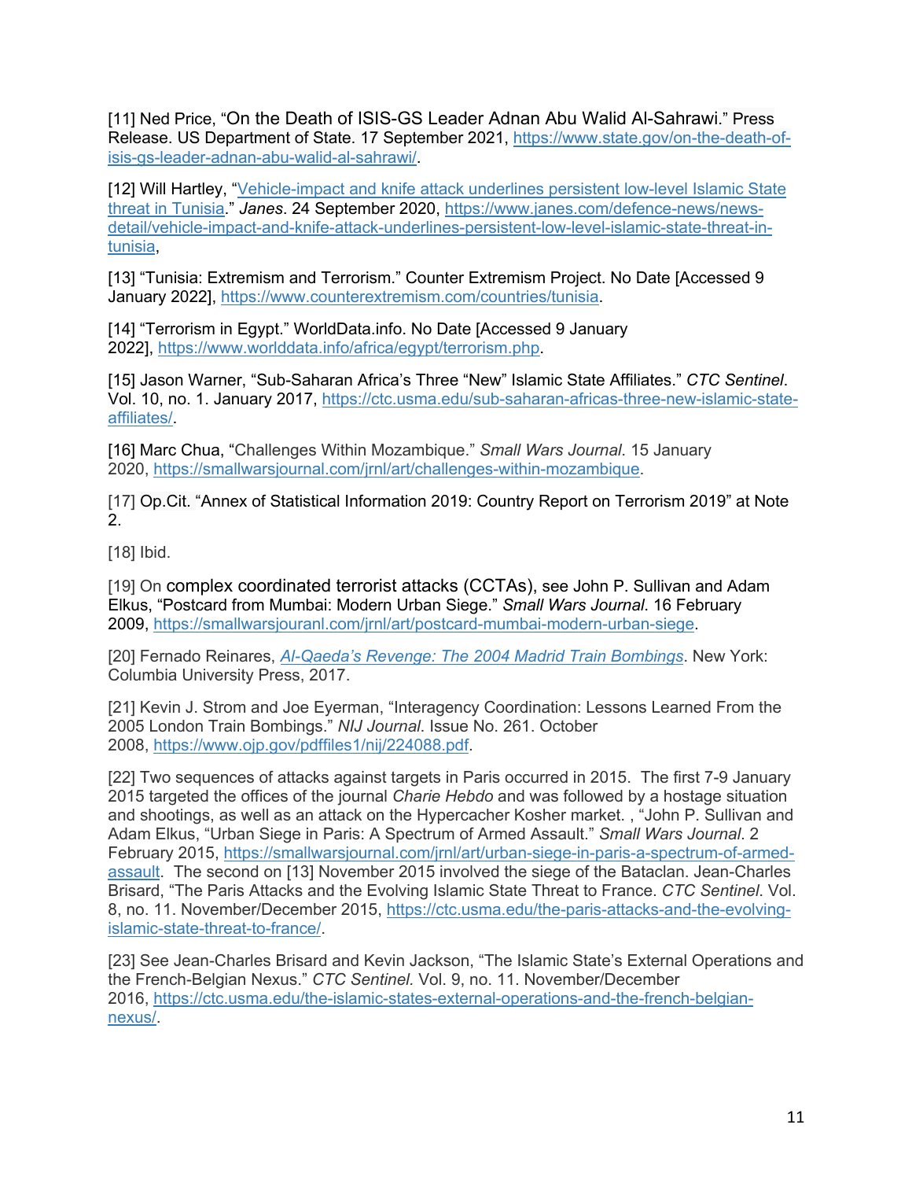[11] Ned Price, "On the Death of ISIS-GS Leader Adnan Abu Walid Al-Sahrawi." Press Release. US Department of State. 17 September 2021, https://www.state.gov/on-the-death-of-isis-gs-leader-adnan-abu-walid-al-sahrawi/.

[12] Will Hartley, "Vehicle-impact and knife attack underlines persistent low-level Islamic State threat in Tunisia." *Janes*. 24 September 2020, https://www.janes.com/defence-news/news-detail/vehicle-impact-and-knife-attack-underlines-persistent-low-level-islamic-state-threat-in-tunisia,

[13] "Tunisia: Extremism and Terrorism." Counter Extremism Project. No Date [Accessed 9 January 2022], https://www.counterextremism.com/countries/tunisia.

[14] "Terrorism in Egypt." WorldData.info. No Date [Accessed 9 January 2022], https://www.worlddata.info/africa/egypt/terrorism.php.

[15] Jason Warner, "Sub-Saharan Africa's Three "New" Islamic State Affiliates." *CTC Sentinel*. Vol. 10, no. 1. January 2017, https://ctc.usma.edu/sub-saharan-africas-three-new-islamic-state-affiliates/.

[16] Marc Chua, "Challenges Within Mozambique." *Small Wars Journal*. 15 January 2020, https://smallwarsjournal.com/jrnl/art/challenges-within-mozambique.

[17] Op.Cit. "Annex of Statistical Information 2019: Country Report on Terrorism 2019" at Note 2.

[18] Ibid.

[19] On complex coordinated terrorist attacks (CCTAs), see John P. Sullivan and Adam Elkus, "Postcard from Mumbai: Modern Urban Siege." *Small Wars Journal*. 16 February 2009, https://smallwarsjouranl.com/jrnl/art/postcard-mumbai-modern-urban-siege.

[20] Fernado Reinares, *Al-Qaeda's Revenge: The 2004 Madrid Train Bombings*. New York: Columbia University Press, 2017.

[21] Kevin J. Strom and Joe Eyerman, "Interagency Coordination: Lessons Learned From the 2005 London Train Bombings." *NIJ Journal*. Issue No. 261. October 2008, https://www.ojp.gov/pdffiles1/nij/224088.pdf.

[22] Two sequences of attacks against targets in Paris occurred in 2015. The first 7-9 January 2015 targeted the offices of the journal *Charie Hebdo* and was followed by a hostage situation and shootings, as well as an attack on the Hypercacher Kosher market. , "John P. Sullivan and Adam Elkus, "Urban Siege in Paris: A Spectrum of Armed Assault." *Small Wars Journal*. 2 February 2015, https://smallwarsjournal.com/jrnl/art/urban-siege-in-paris-a-spectrum-of-armed-assault. The second on [13] November 2015 involved the siege of the Bataclan. Jean-Charles Brisard, "The Paris Attacks and the Evolving Islamic State Threat to France. *CTC Sentinel*. Vol. 8, no. 11. November/December 2015, https://ctc.usma.edu/the-paris-attacks-and-the-evolving-islamic-state-threat-to-france/.

[23] See Jean-Charles Brisard and Kevin Jackson, "The Islamic State's External Operations and the French-Belgian Nexus." *CTC Sentinel.* Vol. 9, no. 11. November/December 2016, https://ctc.usma.edu/the-islamic-states-external-operations-and-the-french-belgian-nexus/.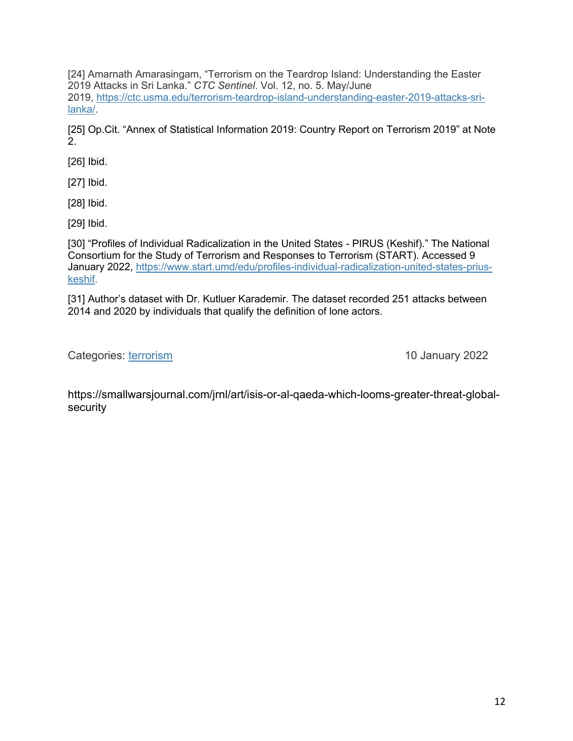[24] Amarnath Amarasingam, "Terrorism on the Teardrop Island: Understanding the Easter 2019 Attacks in Sri Lanka." *CTC Sentinel*. Vol. 12, no. 5. May/June 2019, [https://ctc.usma.edu/terrorism-teardrop-island-understanding-easter-2019-attacks-sri-lanka/](https://ctc.usma.edu/terrorism-teardrop-island-understanding-easter-2019-attacks-sri-lanka/).

[25] Op.Cit. "Annex of Statistical Information 2019: Country Report on Terrorism 2019" at Note 2.

[26] Ibid.

[27] Ibid.

[28] Ibid.

[29] Ibid.

[30] "Profiles of Individual Radicalization in the United States - PIRUS (Keshif)." The National Consortium for the Study of Terrorism and Responses to Terrorism (START). Accessed 9 January 2022, [https://www.start.umd/edu/profiles-individual-radicalization-united-states-prius-keshif](https://www.start.umd/edu/profiles-individual-radicalization-united-states-prius-keshif).

[31] Author's dataset with Dr. Kutluer Karademir. The dataset recorded 251 attacks between 2014 and 2020 by individuals that qualify the definition of lone actors.

Categories: [terrorism](terrorism) 10 January 2022

https://smallwarsjournal.com/jrnl/art/isis-or-al-qaeda-which-looms-greater-threat-global-security